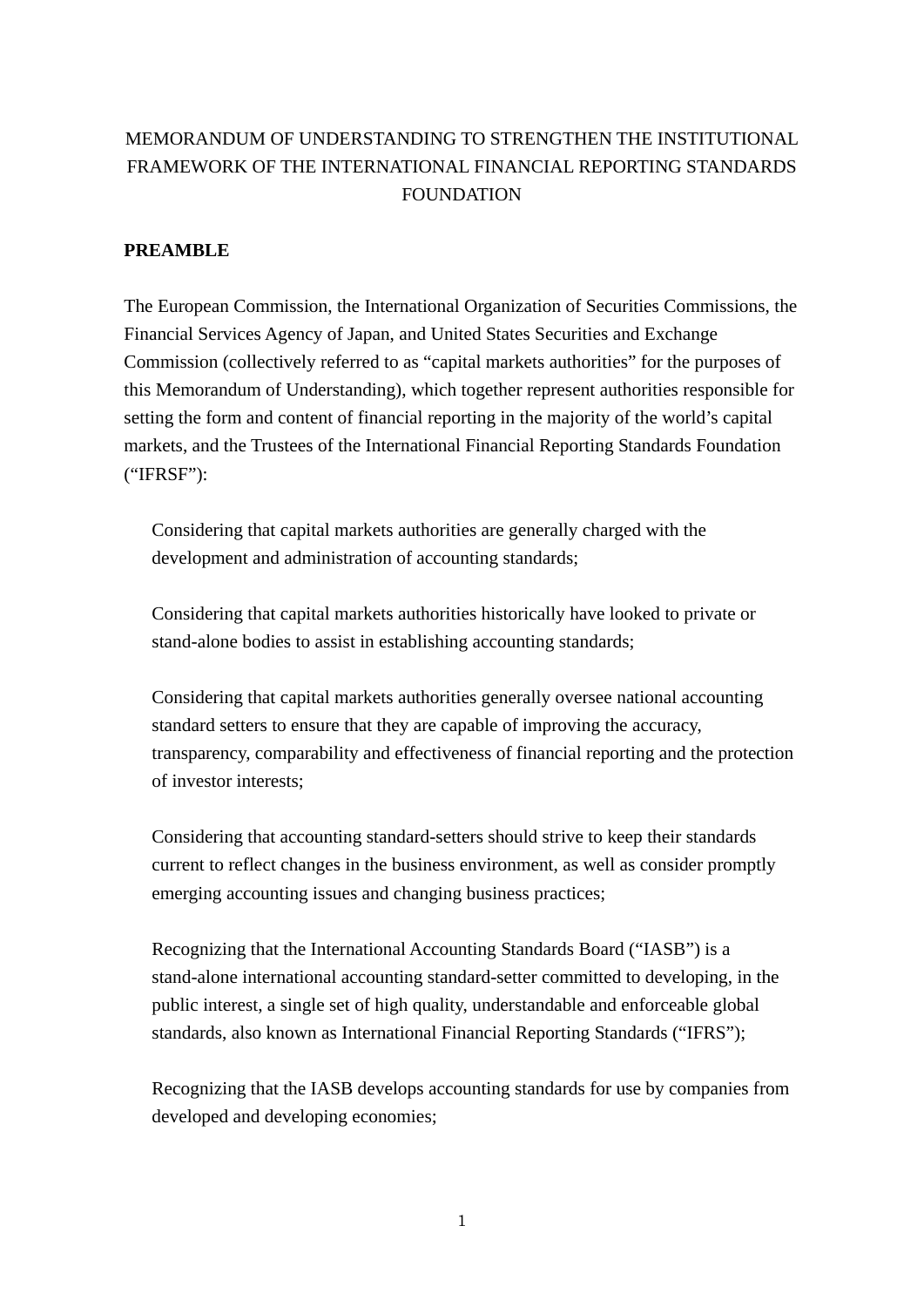# MEMORANDUM OF UNDERSTANDING TO STRENGTHEN THE INSTITUTIONAL FRAMEWORK OF THE INTERNATIONAL FINANCIAL REPORTING STANDARDS FOUNDATION

## PREAMBLE

The European Commission, the International Organization of Securities Commissions, the Financial Services Agency of Japan, and United States Securities and Exchange Commission (collectively referred to as "capital markets authorities" for the purposes of this Memorandum of Understanding), which together represent authorities responsible for setting the form and content of financial reporting in the majority of the world's capital markets, and the Trustees of the International Financial Reporting Standards Foundation ("IFRSF"):

> Considering that capital markets authorities are generally charged with the development and administration of accounting standards;
>
> Considering that capital markets authorities historically have looked to private or stand-alone bodies to assist in establishing accounting standards;
>
> Considering that capital markets authorities generally oversee national accounting standard setters to ensure that they are capable of improving the accuracy, transparency, comparability and effectiveness of financial reporting and the protection of investor interests;
>
> Considering that accounting standard-setters should strive to keep their standards current to reflect changes in the business environment, as well as consider promptly emerging accounting issues and changing business practices;
>
> Recognizing that the International Accounting Standards Board ("IASB") is a stand-alone international accounting standard-setter committed to developing, in the public interest, a single set of high quality, understandable and enforceable global standards, also known as International Financial Reporting Standards ("IFRS");
>
> Recognizing that the IASB develops accounting standards for use by companies from developed and developing economies;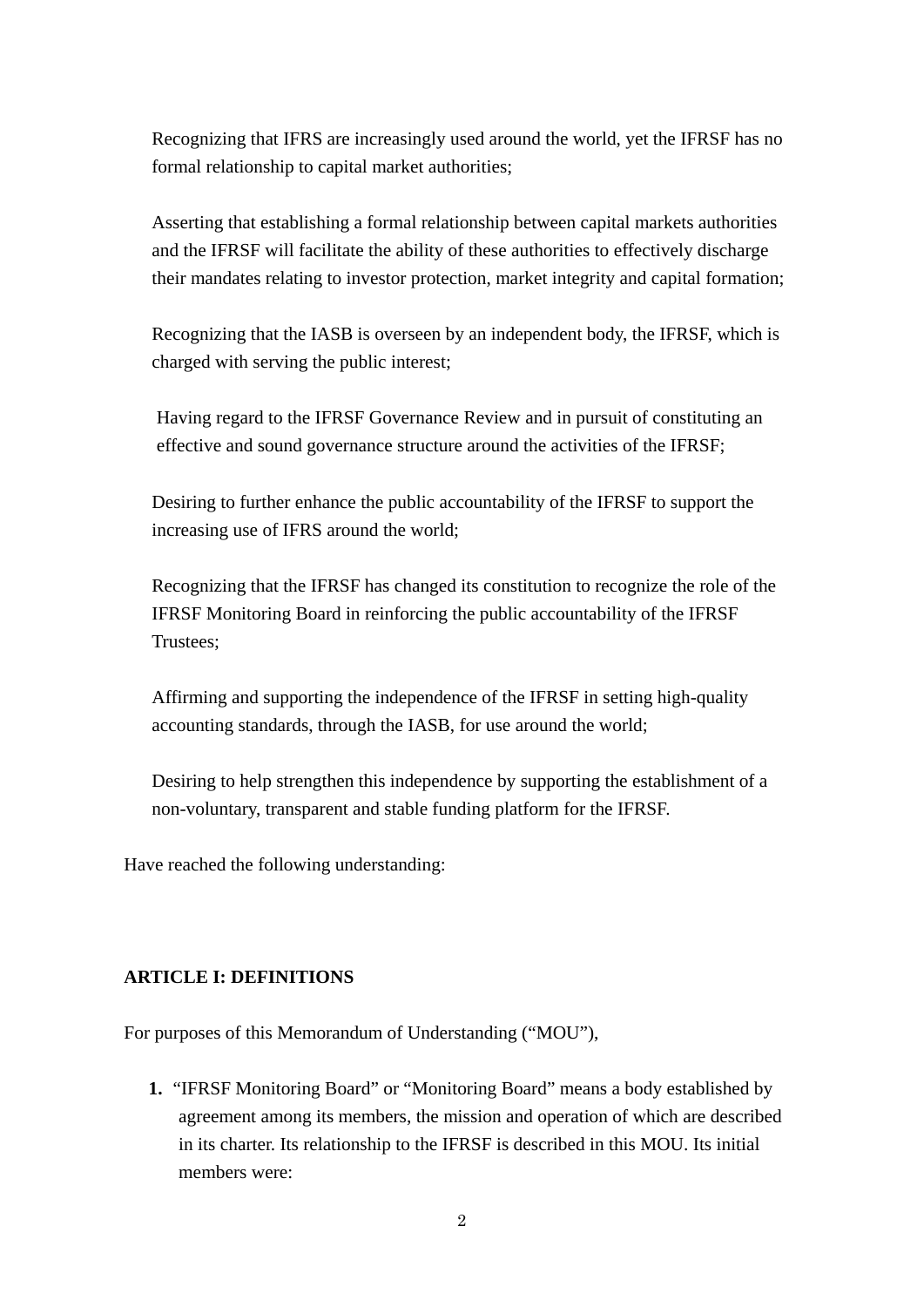Recognizing that IFRS are increasingly used around the world, yet the IFRSF has no formal relationship to capital market authorities;

Asserting that establishing a formal relationship between capital markets authorities and the IFRSF will facilitate the ability of these authorities to effectively discharge their mandates relating to investor protection, market integrity and capital formation;

Recognizing that the IASB is overseen by an independent body, the IFRSF, which is charged with serving the public interest;

Having regard to the IFRSF Governance Review and in pursuit of constituting an effective and sound governance structure around the activities of the IFRSF;

Desiring to further enhance the public accountability of the IFRSF to support the increasing use of IFRS around the world;

Recognizing that the IFRSF has changed its constitution to recognize the role of the IFRSF Monitoring Board in reinforcing the public accountability of the IFRSF Trustees;

Affirming and supporting the independence of the IFRSF in setting high-quality accounting standards, through the IASB, for use around the world;

Desiring to help strengthen this independence by supporting the establishment of a non-voluntary, transparent and stable funding platform for the IFRSF.

Have reached the following understanding:

**ARTICLE I: DEFINITIONS**

For purposes of this Memorandum of Understanding ("MOU"),

1. "IFRSF Monitoring Board" or "Monitoring Board" means a body established by agreement among its members, the mission and operation of which are described in its charter. Its relationship to the IFRSF is described in this MOU. Its initial members were: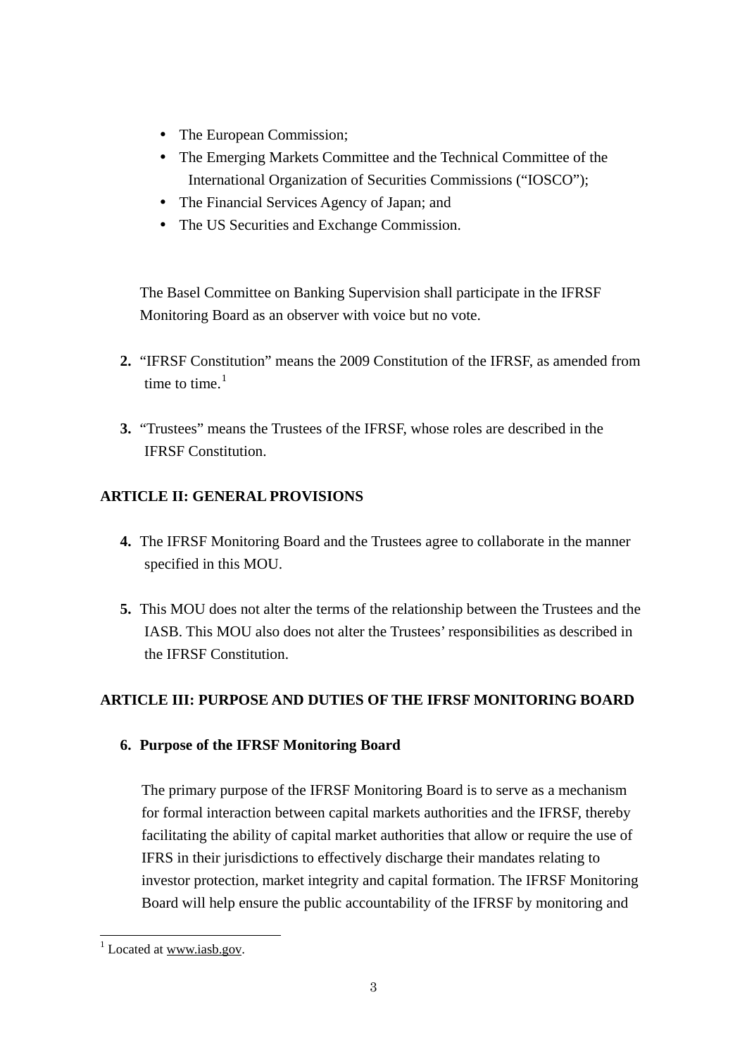- The European Commission;
- The Emerging Markets Committee and the Technical Committee of the International Organization of Securities Commissions (“IOSCO”);
- The Financial Services Agency of Japan; and
- The US Securities and Exchange Commission.

The Basel Committee on Banking Supervision shall participate in the IFRSF Monitoring Board as an observer with voice but no vote.

**2.** “IFRSF Constitution” means the 2009 Constitution of the IFRSF, as amended from time to time.[1]

**3.** “Trustees” means the Trustees of the IFRSF, whose roles are described in the IFRSF Constitution.

## ARTICLE II: GENERAL PROVISIONS

**4.** The IFRSF Monitoring Board and the Trustees agree to collaborate in the manner specified in this MOU.

**5.** This MOU does not alter the terms of the relationship between the Trustees and the IASB. This MOU also does not alter the Trustees’ responsibilities as described in the IFRSF Constitution.

## ARTICLE III: PURPOSE AND DUTIES OF THE IFRSF MONITORING BOARD

**6. Purpose of the IFRSF Monitoring Board**

The primary purpose of the IFRSF Monitoring Board is to serve as a mechanism for formal interaction between capital markets authorities and the IFRSF, thereby facilitating the ability of capital market authorities that allow or require the use of IFRS in their jurisdictions to effectively discharge their mandates relating to investor protection, market integrity and capital formation. The IFRSF Monitoring Board will help ensure the public accountability of the IFRSF by monitoring and

---

[1] Located at www.iasb.gov.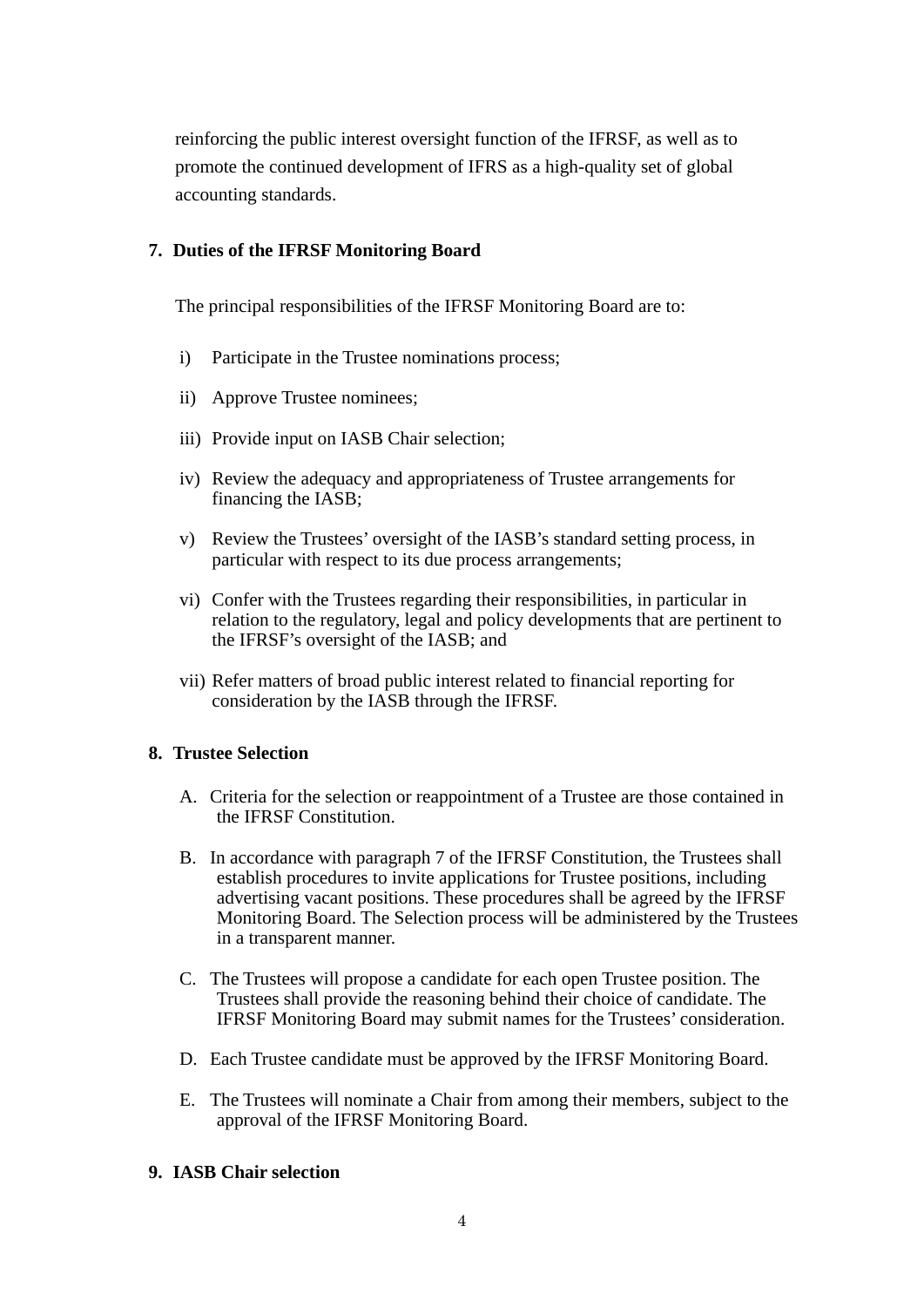reinforcing the public interest oversight function of the IFRSF, as well as to promote the continued development of IFRS as a high-quality set of global accounting standards.

## 7. Duties of the IFRSF Monitoring Board

The principal responsibilities of the IFRSF Monitoring Board are to:

i) Participate in the Trustee nominations process;

ii) Approve Trustee nominees;

iii) Provide input on IASB Chair selection;

iv) Review the adequacy and appropriateness of Trustee arrangements for financing the IASB;

v) Review the Trustees' oversight of the IASB's standard setting process, in particular with respect to its due process arrangements;

vi) Confer with the Trustees regarding their responsibilities, in particular in relation to the regulatory, legal and policy developments that are pertinent to the IFRSF's oversight of the IASB; and

vii) Refer matters of broad public interest related to financial reporting for consideration by the IASB through the IFRSF.

## 8. Trustee Selection

A. Criteria for the selection or reappointment of a Trustee are those contained in the IFRSF Constitution.

B. In accordance with paragraph 7 of the IFRSF Constitution, the Trustees shall establish procedures to invite applications for Trustee positions, including advertising vacant positions. These procedures shall be agreed by the IFRSF Monitoring Board. The Selection process will be administered by the Trustees in a transparent manner.

C. The Trustees will propose a candidate for each open Trustee position. The Trustees shall provide the reasoning behind their choice of candidate. The IFRSF Monitoring Board may submit names for the Trustees' consideration.

D. Each Trustee candidate must be approved by the IFRSF Monitoring Board.

E. The Trustees will nominate a Chair from among their members, subject to the approval of the IFRSF Monitoring Board.

## 9. IASB Chair selection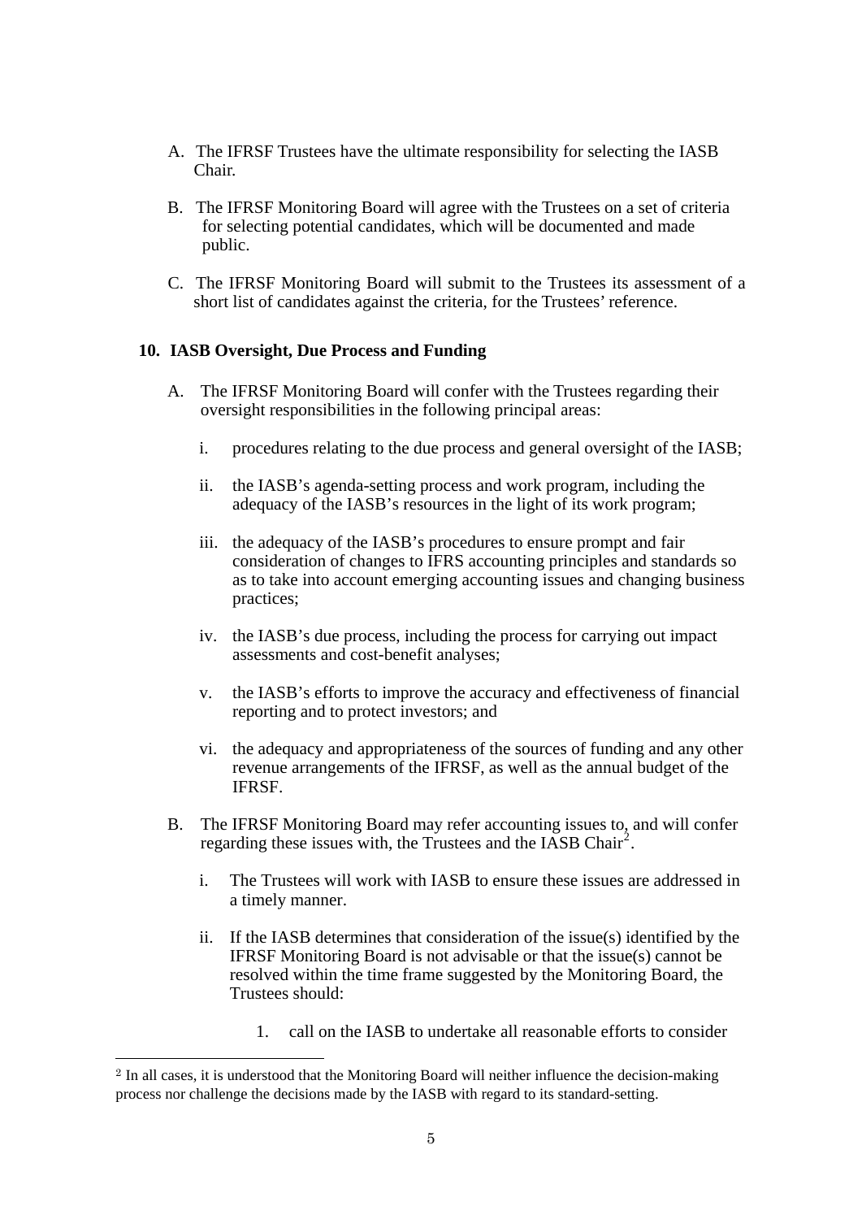A. The IFRSF Trustees have the ultimate responsibility for selecting the IASB Chair.

B. The IFRSF Monitoring Board will agree with the Trustees on a set of criteria for selecting potential candidates, which will be documented and made public.

C. The IFRSF Monitoring Board will submit to the Trustees its assessment of a short list of candidates against the criteria, for the Trustees' reference.

**10. IASB Oversight, Due Process and Funding**

A. The IFRSF Monitoring Board will confer with the Trustees regarding their oversight responsibilities in the following principal areas:

   i. procedures relating to the due process and general oversight of the IASB;

   ii. the IASB's agenda-setting process and work program, including the adequacy of the IASB's resources in the light of its work program;

   iii. the adequacy of the IASB's procedures to ensure prompt and fair consideration of changes to IFRS accounting principles and standards so as to take into account emerging accounting issues and changing business practices;

   iv. the IASB's due process, including the process for carrying out impact assessments and cost-benefit analyses;

   v. the IASB's efforts to improve the accuracy and effectiveness of financial reporting and to protect investors; and

   vi. the adequacy and appropriateness of the sources of funding and any other revenue arrangements of the IFRSF, as well as the annual budget of the IFRSF.

B. The IFRSF Monitoring Board may refer accounting issues to, and will confer regarding these issues with, the Trustees and the IASB Chair[2].

   i. The Trustees will work with IASB to ensure these issues are addressed in a timely manner.

   ii. If the IASB determines that consideration of the issue(s) identified by the IFRSF Monitoring Board is not advisable or that the issue(s) cannot be resolved within the time frame suggested by the Monitoring Board, the Trustees should:

      1. call on the IASB to undertake all reasonable efforts to consider

[2] In all cases, it is understood that the Monitoring Board will neither influence the decision-making process nor challenge the decisions made by the IASB with regard to its standard-setting.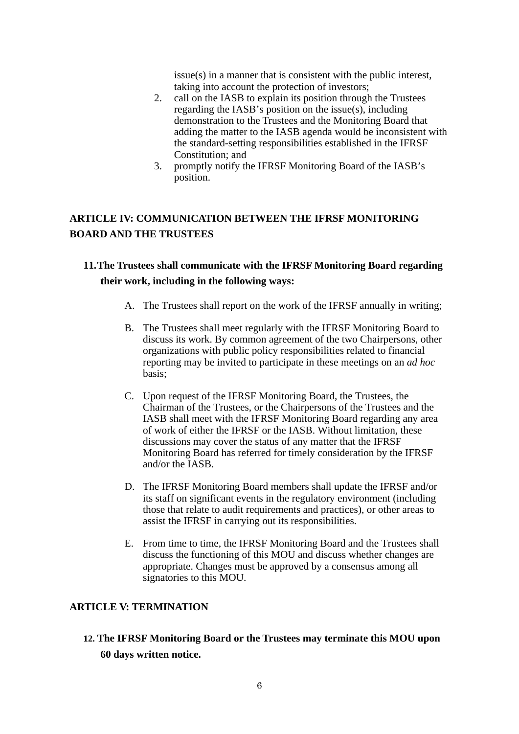issue(s) in a manner that is consistent with the public interest, taking into account the protection of investors;

2. call on the IASB to explain its position through the Trustees regarding the IASB's position on the issue(s), including demonstration to the Trustees and the Monitoring Board that adding the matter to the IASB agenda would be inconsistent with the standard-setting responsibilities established in the IFRSF Constitution; and
3. promptly notify the IFRSF Monitoring Board of the IASB's position.

## ARTICLE IV: COMMUNICATION BETWEEN THE IFRSF MONITORING BOARD AND THE TRUSTEES

**11. The Trustees shall communicate with the IFRSF Monitoring Board regarding their work, including in the following ways:**

A. The Trustees shall report on the work of the IFRSF annually in writing;

B. The Trustees shall meet regularly with the IFRSF Monitoring Board to discuss its work. By common agreement of the two Chairpersons, other organizations with public policy responsibilities related to financial reporting may be invited to participate in these meetings on an *ad hoc* basis;

C. Upon request of the IFRSF Monitoring Board, the Trustees, the Chairman of the Trustees, or the Chairpersons of the Trustees and the IASB shall meet with the IFRSF Monitoring Board regarding any area of work of either the IFRSF or the IASB. Without limitation, these discussions may cover the status of any matter that the IFRSF Monitoring Board has referred for timely consideration by the IFRSF and/or the IASB.

D. The IFRSF Monitoring Board members shall update the IFRSF and/or its staff on significant events in the regulatory environment (including those that relate to audit requirements and practices), or other areas to assist the IFRSF in carrying out its responsibilities.

E. From time to time, the IFRSF Monitoring Board and the Trustees shall discuss the functioning of this MOU and discuss whether changes are appropriate. Changes must be approved by a consensus among all signatories to this MOU.

## ARTICLE V: TERMINATION

**12. The IFRSF Monitoring Board or the Trustees may terminate this MOU upon 60 days written notice.**